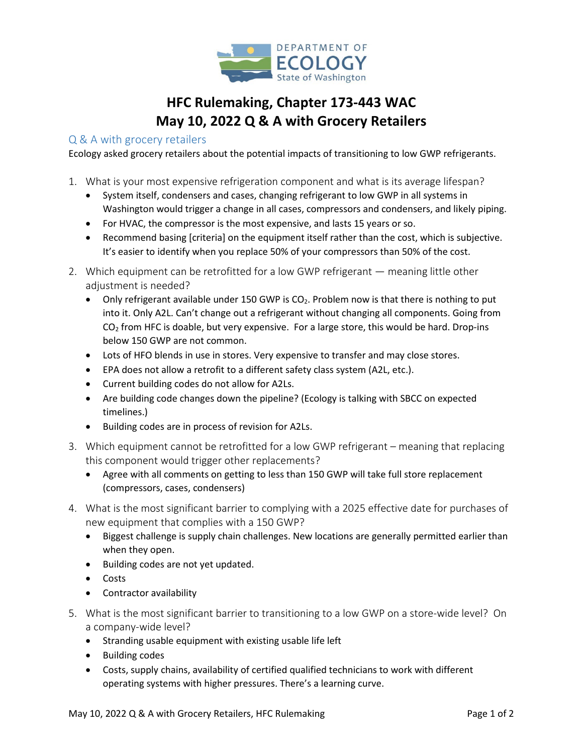# HFC Rulemaking, Chapter 173-443 WAC
# May 10, 2022 Q & A with Grocery Retailers

## Q & A with grocery retailers

Ecology asked grocery retailers about the potential impacts of transitioning to low GWP refrigerants.

1. What is your most expensive refrigeration component and what is its average lifespan?
   - System itself, condensers and cases, changing refrigerant to low GWP in all systems in Washington would trigger a change in all cases, compressors and condensers, and likely piping.
   - For HVAC, the compressor is the most expensive, and lasts 15 years or so.
   - Recommend basing [criteria] on the equipment itself rather than the cost, which is subjective. It's easier to identify when you replace 50% of your compressors than 50% of the cost.
2. Which equipment can be retrofitted for a low GWP refrigerant — meaning little other adjustment is needed?
   - Only refrigerant available under 150 GWP is $CO_2$. Problem now is that there is nothing to put into it. Only A2L. Can't change out a refrigerant without changing all components. Going from $CO_2$ from HFC is doable, but very expensive. For a large store, this would be hard. Drop-ins below 150 GWP are not common.
   - Lots of HFO blends in use in stores. Very expensive to transfer and may close stores.
   - EPA does not allow a retrofit to a different safety class system (A2L, etc.).
   - Current building codes do not allow for A2Ls.
   - Are building code changes down the pipeline? (Ecology is talking with SBCC on expected timelines.)
   - Building codes are in process of revision for A2Ls.
3. Which equipment cannot be retrofitted for a low GWP refrigerant – meaning that replacing this component would trigger other replacements?
   - Agree with all comments on getting to less than 150 GWP will take full store replacement (compressors, cases, condensers)
4. What is the most significant barrier to complying with a 2025 effective date for purchases of new equipment that complies with a 150 GWP?
   - Biggest challenge is supply chain challenges. New locations are generally permitted earlier than when they open.
   - Building codes are not yet updated.
   - Costs
   - Contractor availability
5. What is the most significant barrier to transitioning to a low GWP on a store-wide level? On a company-wide level?
   - Stranding usable equipment with existing usable life left
   - Building codes
   - Costs, supply chains, availability of certified qualified technicians to work with different operating systems with higher pressures. There's a learning curve.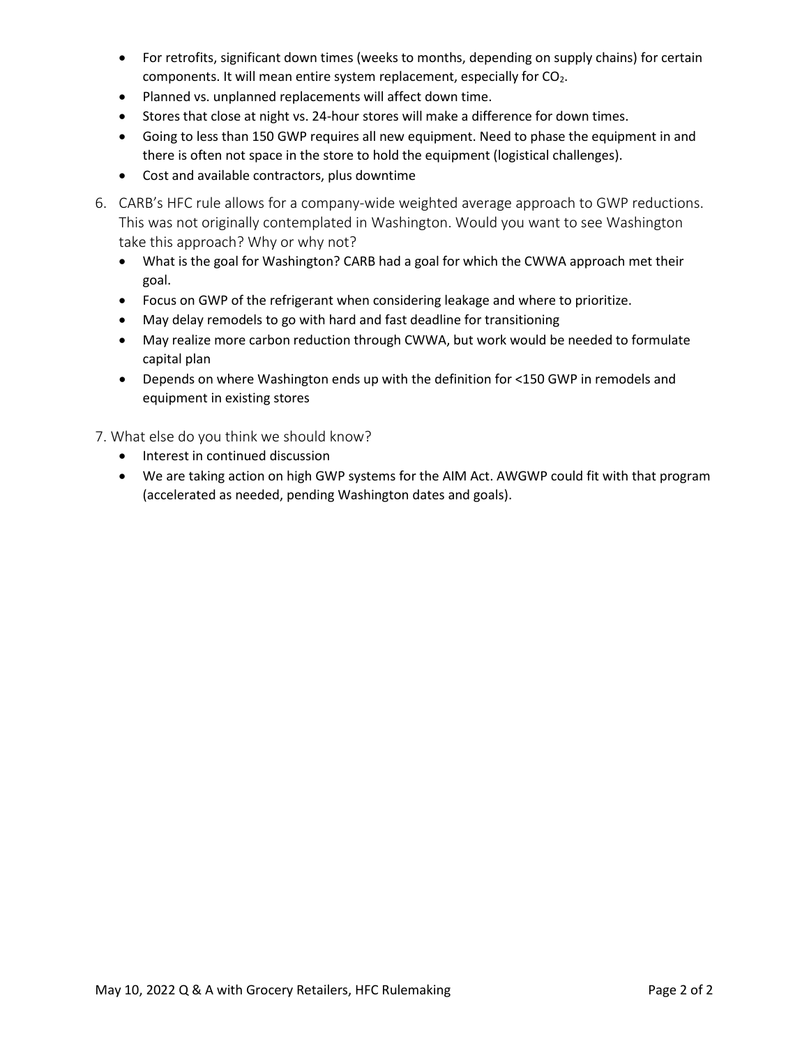- For retrofits, significant down times (weeks to months, depending on supply chains) for certain components. It will mean entire system replacement, especially for $CO_2$.
- Planned vs. unplanned replacements will affect down time.
- Stores that close at night vs. 24-hour stores will make a difference for down times.
- Going to less than 150 GWP requires all new equipment. Need to phase the equipment in and there is often not space in the store to hold the equipment (logistical challenges).
- Cost and available contractors, plus downtime

6. CARB's HFC rule allows for a company-wide weighted average approach to GWP reductions. This was not originally contemplated in Washington. Would you want to see Washington take this approach? Why or why not?
   - What is the goal for Washington? CARB had a goal for which the CWWA approach met their goal.
   - Focus on GWP of the refrigerant when considering leakage and where to prioritize.
   - May delay remodels to go with hard and fast deadline for transitioning
   - May realize more carbon reduction through CWWA, but work would be needed to formulate capital plan
   - Depends on where Washington ends up with the definition for <150 GWP in remodels and equipment in existing stores

7. What else do you think we should know?
   - Interest in continued discussion
   - We are taking action on high GWP systems for the AIM Act. AWGWP could fit with that program (accelerated as needed, pending Washington dates and goals).